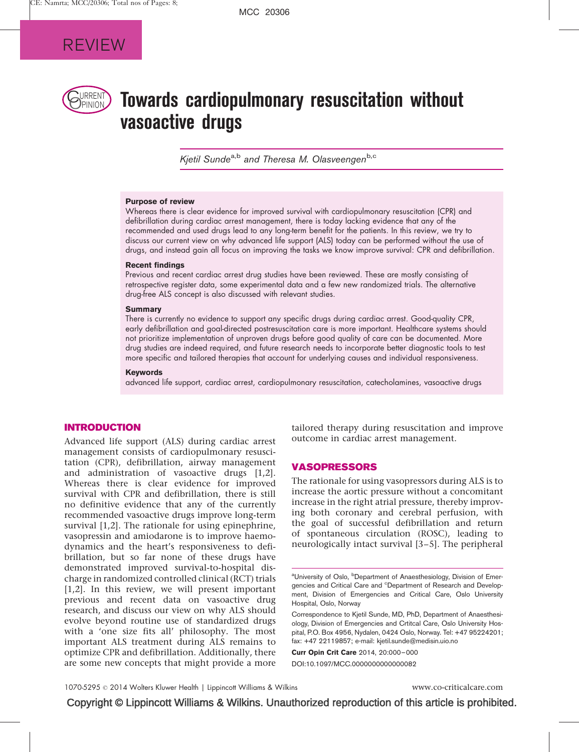REVIEW

# Towards cardiopulmonary resuscitation without vasoactive drugs

*Kjetil Sunde*[a,b] *and Theresa M. Olasveengen*[b,c]

### Purpose of review

Whereas there is clear evidence for improved survival with cardiopulmonary resuscitation (CPR) and defibrillation during cardiac arrest management, there is today lacking evidence that any of the recommended and used drugs lead to any long-term benefit for the patients. In this review, we try to discuss our current view on why advanced life support (ALS) today can be performed without the use of drugs, and instead gain all focus on improving the tasks we know improve survival: CPR and defibrillation.

### Recent findings

Previous and recent cardiac arrest drug studies have been reviewed. These are mostly consisting of retrospective register data, some experimental data and a few new randomized trials. The alternative drug-free ALS concept is also discussed with relevant studies.

### Summary

There is currently no evidence to support any specific drugs during cardiac arrest. Good-quality CPR, early defibrillation and goal-directed postresuscitation care is more important. Healthcare systems should not prioritize implementation of unproven drugs before good quality of care can be documented. More drug studies are indeed required, and future research needs to incorporate better diagnostic tools to test more specific and tailored therapies that account for underlying causes and individual responsiveness.

### Keywords

advanced life support, cardiac arrest, cardiopulmonary resuscitation, catecholamines, vasoactive drugs

## INTRODUCTION

Advanced life support (ALS) during cardiac arrest management consists of cardiopulmonary resuscitation (CPR), defibrillation, airway management and administration of vasoactive drugs [1,2]. Whereas there is clear evidence for improved survival with CPR and defibrillation, there is still no definitive evidence that any of the currently recommended vasoactive drugs improve long-term survival [1,2]. The rationale for using epinephrine, vasopressin and amiodarone is to improve haemodynamics and the heart's responsiveness to defibrillation, but so far none of these drugs have demonstrated improved survival-to-hospital discharge in randomized controlled clinical (RCT) trials [1,2]. In this review, we will present important previous and recent data on vasoactive drug research, and discuss our view on why ALS should evolve beyond routine use of standardized drugs with a 'one size fits all' philosophy. The most important ALS treatment during ALS remains to optimize CPR and defibrillation. Additionally, there are some new concepts that might provide a more tailored therapy during resuscitation and improve outcome in cardiac arrest management.

## VASOPRESSORS

The rationale for using vasopressors during ALS is to increase the aortic pressure without a concomitant increase in the right atrial pressure, thereby improving both coronary and cerebral perfusion, with the goal of successful defibrillation and return of spontaneous circulation (ROSC), leading to neurologically intact survival [3–5]. The peripheral

---

[a]University of Oslo, [b]Department of Anaesthesiology, Division of Emergencies and Critical Care and [c]Department of Research and Development, Division of Emergencies and Critical Care, Oslo University Hospital, Oslo, Norway

Correspondence to Kjetil Sunde, MD, PhD, Department of Anaesthesiology, Division of Emergencies and Crtitcal Care, Oslo University Hospital, P.O. Box 4956, Nydalen, 0424 Oslo, Norway. Tel: +47 95224201; fax: +47 22119857; e-mail: kjetil.sunde@medisin.uio.no

**Curr Opin Crit Care** 2014, 20:000–000

DOI:10.1097/MCC.0000000000000082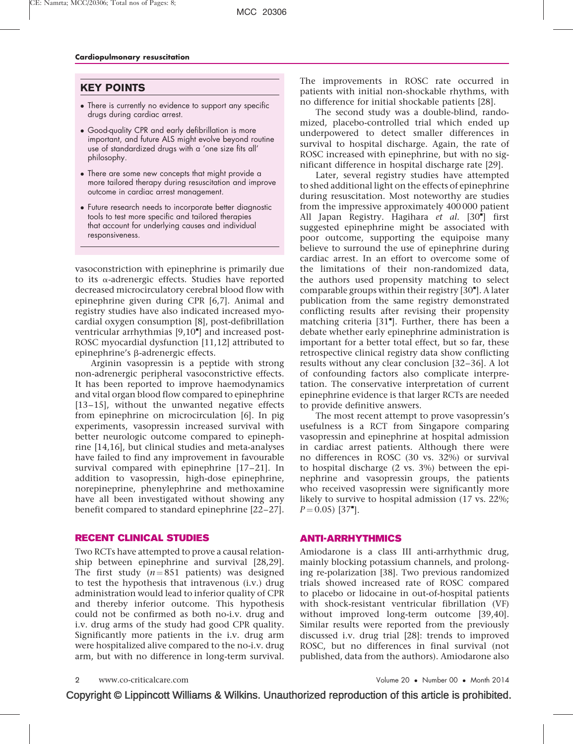## KEY POINTS

- There is currently no evidence to support any specific drugs during cardiac arrest.
- Good-quality CPR and early defibrillation is more important, and future ALS might evolve beyond routine use of standardized drugs with a 'one size fits all' philosophy.
- There are some new concepts that might provide a more tailored therapy during resuscitation and improve outcome in cardiac arrest management.
- Future research needs to incorporate better diagnostic tools to test more specific and tailored therapies that account for underlying causes and individual responsiveness.

vasoconstriction with epinephrine is primarily due to its α-adrenergic effects. Studies have reported decreased microcirculatory cerebral blood flow with epinephrine given during CPR [6,7]. Animal and registry studies have also indicated increased myocardial oxygen consumption [8], post-defibrillation ventricular arrhythmias [9,10▪] and increased post-ROSC myocardial dysfunction [11,12] attributed to epinephrine's β-adrenergic effects.

Arginin vasopressin is a peptide with strong non-adrenergic peripheral vasoconstrictive effects. It has been reported to improve haemodynamics and vital organ blood flow compared to epinephrine [13–15], without the unwanted negative effects from epinephrine on microcirculation [6]. In pig experiments, vasopressin increased survival with better neurologic outcome compared to epinephrine [14,16], but clinical studies and meta-analyses have failed to find any improvement in favourable survival compared with epinephrine [17–21]. In addition to vasopressin, high-dose epinephrine, norepinephrine, phenylephrine and methoxamine have all been investigated without showing any benefit compared to standard epinephrine [22–27].

## RECENT CLINICAL STUDIES

Two RCTs have attempted to prove a causal relationship between epinephrine and survival [28,29]. The first study ($n = 851$ patients) was designed to test the hypothesis that intravenous (i.v.) drug administration would lead to inferior quality of CPR and thereby inferior outcome. This hypothesis could not be confirmed as both no-i.v. drug and i.v. drug arms of the study had good CPR quality. Significantly more patients in the i.v. drug arm were hospitalized alive compared to the no-i.v. drug arm, but with no difference in long-term survival. The improvements in ROSC rate occurred in patients with initial non-shockable rhythms, with no difference for initial shockable patients [28].

The second study was a double-blind, randomized, placebo-controlled trial which ended up underpowered to detect smaller differences in survival to hospital discharge. Again, the rate of ROSC increased with epinephrine, but with no significant difference in hospital discharge rate [29].

Later, several registry studies have attempted to shed additional light on the effects of epinephrine during resuscitation. Most noteworthy are studies from the impressive approximately 400 000 patient All Japan Registry. Hagihara *et al.* [30▪] first suggested epinephrine might be associated with poor outcome, supporting the equipoise many believe to surround the use of epinephrine during cardiac arrest. In an effort to overcome some of the limitations of their non-randomized data, the authors used propensity matching to select comparable groups within their registry [30▪]. A later publication from the same registry demonstrated conflicting results after revising their propensity matching criteria [31▪]. Further, there has been a debate whether early epinephrine administration is important for a better total effect, but so far, these retrospective clinical registry data show conflicting results without any clear conclusion [32–36]. A lot of confounding factors also complicate interpretation. The conservative interpretation of current epinephrine evidence is that larger RCTs are needed to provide definitive answers.

The most recent attempt to prove vasopressin's usefulness is a RCT from Singapore comparing vasopressin and epinephrine at hospital admission in cardiac arrest patients. Although there were no differences in ROSC (30 vs. 32%) or survival to hospital discharge (2 vs. 3%) between the epinephrine and vasopressin groups, the patients who received vasopressin were significantly more likely to survive to hospital admission (17 vs. 22%; $P = 0.05$) [37▪].

## ANTI-ARRHYTHMICS

Amiodarone is a class III anti-arrhythmic drug, mainly blocking potassium channels, and prolonging re-polarization [38]. Two previous randomized trials showed increased rate of ROSC compared to placebo or lidocaine in out-of-hospital patients with shock-resistant ventricular fibrillation (VF) without improved long-term outcome [39,40]. Similar results were reported from the previously discussed i.v. drug trial [28]: trends to improved ROSC, but no differences in final survival (not published, data from the authors). Amiodarone also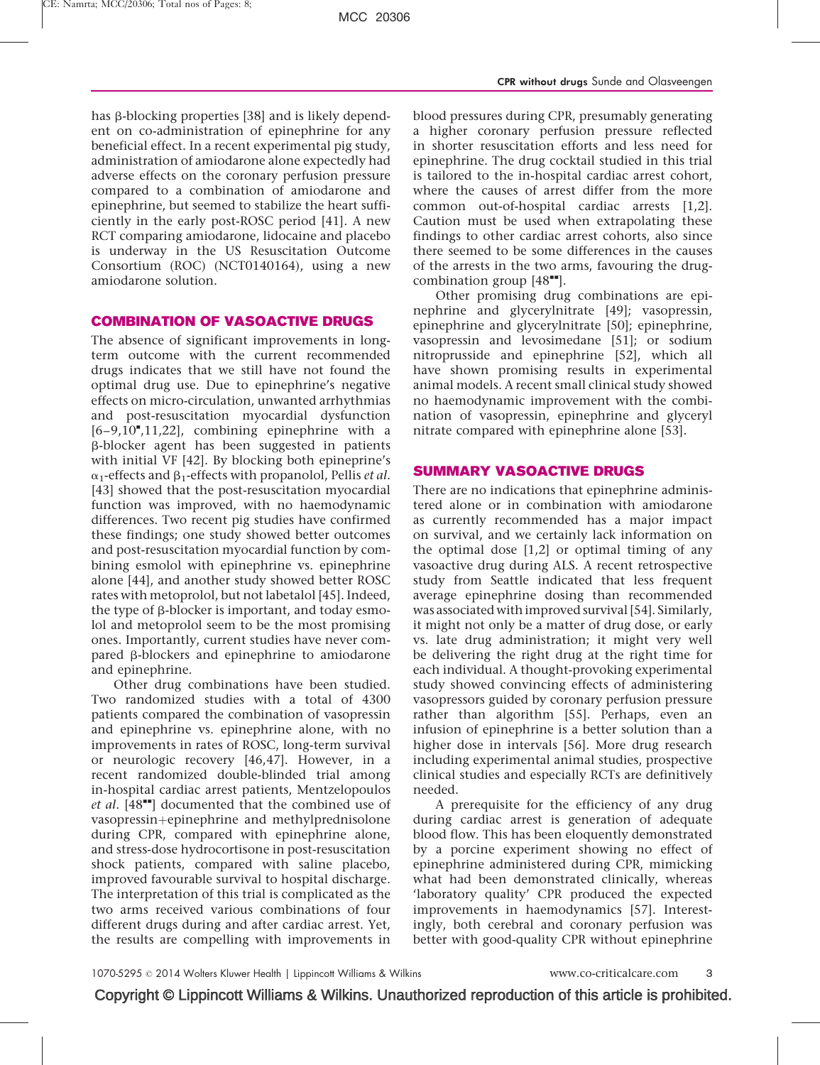has β-blocking properties [38] and is likely dependent on co-administration of epinephrine for any beneficial effect. In a recent experimental pig study, administration of amiodarone alone expectedly had adverse effects on the coronary perfusion pressure compared to a combination of amiodarone and epinephrine, but seemed to stabilize the heart sufficiently in the early post-ROSC period [41]. A new RCT comparing amiodarone, lidocaine and placebo is underway in the US Resuscitation Outcome Consortium (ROC) (NCT0140164), using a new amiodarone solution.

## COMBINATION OF VASOACTIVE DRUGS

The absence of significant improvements in long-term outcome with the current recommended drugs indicates that we still have not found the optimal drug use. Due to epinephrine's negative effects on micro-circulation, unwanted arrhythmias and post-resuscitation myocardial dysfunction [6–9,10▪,11,22], combining epinephrine with a β-blocker agent has been suggested in patients with initial VF [42]. By blocking both epinephrine's $\alpha_1$-effects and $\beta_1$-effects with propanolol, Pellis *et al.* [43] showed that the post-resuscitation myocardial function was improved, with no haemodynamic differences. Two recent pig studies have confirmed these findings; one study showed better outcomes and post-resuscitation myocardial function by combining esmolol with epinephrine vs. epinephrine alone [44], and another study showed better ROSC rates with metoprolol, but not labetalol [45]. Indeed, the type of β-blocker is important, and today esmolol and metoprolol seem to be the most promising ones. Importantly, current studies have never compared β-blockers and epinephrine to amiodarone and epinephrine.

Other drug combinations have been studied. Two randomized studies with a total of 4300 patients compared the combination of vasopressin and epinephrine vs. epinephrine alone, with no improvements in rates of ROSC, long-term survival or neurologic recovery [46,47]. However, in a recent randomized double-blinded trial among in-hospital cardiac arrest patients, Mentzelopoulos *et al.* [48▪▪] documented that the combined use of vasopressin+epinephrine and methylprednisolone during CPR, compared with epinephrine alone, and stress-dose hydrocortisone in post-resuscitation shock patients, compared with saline placebo, improved favourable survival to hospital discharge. The interpretation of this trial is complicated as the two arms received various combinations of four different drugs during and after cardiac arrest. Yet, the results are compelling with improvements in blood pressures during CPR, presumably generating a higher coronary perfusion pressure reflected in shorter resuscitation efforts and less need for epinephrine. The drug cocktail studied in this trial is tailored to the in-hospital cardiac arrest cohort, where the causes of arrest differ from the more common out-of-hospital cardiac arrests [1,2]. Caution must be used when extrapolating these findings to other cardiac arrest cohorts, also since there seemed to be some differences in the causes of the arrests in the two arms, favouring the drug-combination group [48▪▪].

Other promising drug combinations are epinephrine and glycerylnitrate [49]; vasopressin, epinephrine and glycerylnitrate [50]; epinephrine, vasopressin and levosimedane [51]; or sodium nitroprusside and epinephrine [52], which all have shown promising results in experimental animal models. A recent small clinical study showed no haemodynamic improvement with the combination of vasopressin, epinephrine and glyceryl nitrate compared with epinephrine alone [53].

## SUMMARY VASOACTIVE DRUGS

There are no indications that epinephrine administered alone or in combination with amiodarone as currently recommended has a major impact on survival, and we certainly lack information on the optimal dose [1,2] or optimal timing of any vasoactive drug during ALS. A recent retrospective study from Seattle indicated that less frequent average epinephrine dosing than recommended was associated with improved survival [54]. Similarly, it might not only be a matter of drug dose, or early vs. late drug administration; it might very well be delivering the right drug at the right time for each individual. A thought-provoking experimental study showed convincing effects of administering vasopressors guided by coronary perfusion pressure rather than algorithm [55]. Perhaps, even an infusion of epinephrine is a better solution than a higher dose in intervals [56]. More drug research including experimental animal studies, prospective clinical studies and especially RCTs are definitively needed.

A prerequisite for the efficiency of any drug during cardiac arrest is generation of adequate blood flow. This has been eloquently demonstrated by a porcine experiment showing no effect of epinephrine administered during CPR, mimicking what had been demonstrated clinically, whereas 'laboratory quality' CPR produced the expected improvements in haemodynamics [57]. Interestingly, both cerebral and coronary perfusion was better with good-quality CPR without epinephrine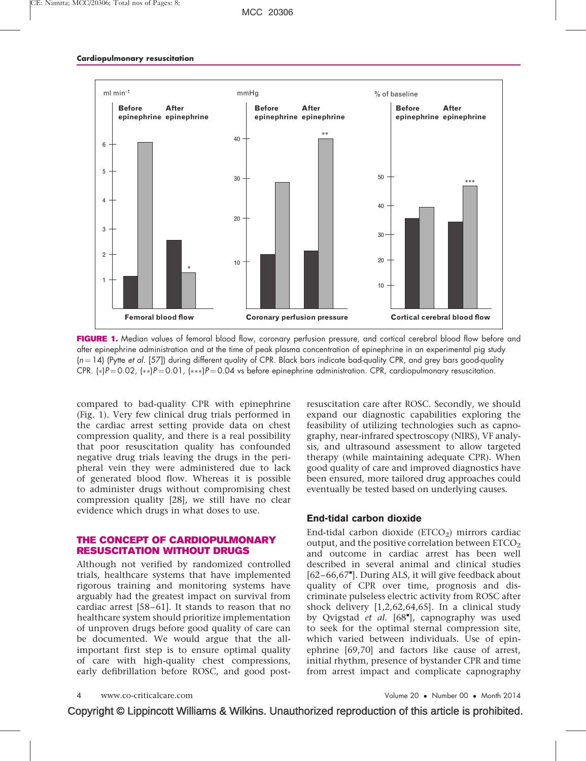FIGURE 1. Median values of femoral blood flow, coronary perfusion pressure, and cortical cerebral blood flow before and after epinephrine administration and at the time of peak plasma concentration of epinephrine in an experimental pig study ($n=14$) (Pytte *et al.* [57]) during different quality of CPR. Black bars indicate bad-quality CPR, and grey bars good-quality CPR. (*)$P=0.02$, (**)$P=0.01$, (***)$P=0.04$ vs before epinephrine administration. CPR, cardiopulmonary resuscitation.

compared to bad-quality CPR with epinephrine (Fig. 1). Very few clinical drug trials performed in the cardiac arrest setting provide data on chest compression quality, and there is a real possibility that poor resuscitation quality has confounded negative drug trials leaving the drugs in the peripheral vein they were administered due to lack of generated blood flow. Whereas it is possible to administer drugs without compromising chest compression quality [28], we still have no clear evidence which drugs in what doses to use.

## THE CONCEPT OF CARDIOPULMONARY RESUSCITATION WITHOUT DRUGS

Although not verified by randomized controlled trials, healthcare systems that have implemented rigorous training and monitoring systems have arguably had the greatest impact on survival from cardiac arrest [58–61]. It stands to reason that no healthcare system should prioritize implementation of unproven drugs before good quality of care can be documented. We would argue that the all-important first step is to ensure optimal quality of care with high-quality chest compressions, early defibrillation before ROSC, and good post-resuscitation care after ROSC. Secondly, we should expand our diagnostic capabilities exploring the feasibility of utilizing technologies such as capnography, near-infrared spectroscopy (NIRS), VF analysis, and ultrasound assessment to allow targeted therapy (while maintaining adequate CPR). When good quality of care and improved diagnostics have been ensured, more tailored drug approaches could eventually be tested based on underlying causes.

### End-tidal carbon dioxide

End-tidal carbon dioxide ($ETCO_2$) mirrors cardiac output, and the positive correlation between $ETCO_2$ and outcome in cardiac arrest has been well described in several animal and clinical studies [62–66,67■]. During ALS, it will give feedback about quality of CPR over time, prognosis and discriminate pulseless electric activity from ROSC after shock delivery [1,2,62,64,65]. In a clinical study by Qvigstad *et al.* [68■], capnography was used to seek for the optimal sternal compression site, which varied between individuals. Use of epinephrine [69,70] and factors like cause of arrest, initial rhythm, presence of bystander CPR and time from arrest impact and complicate capnography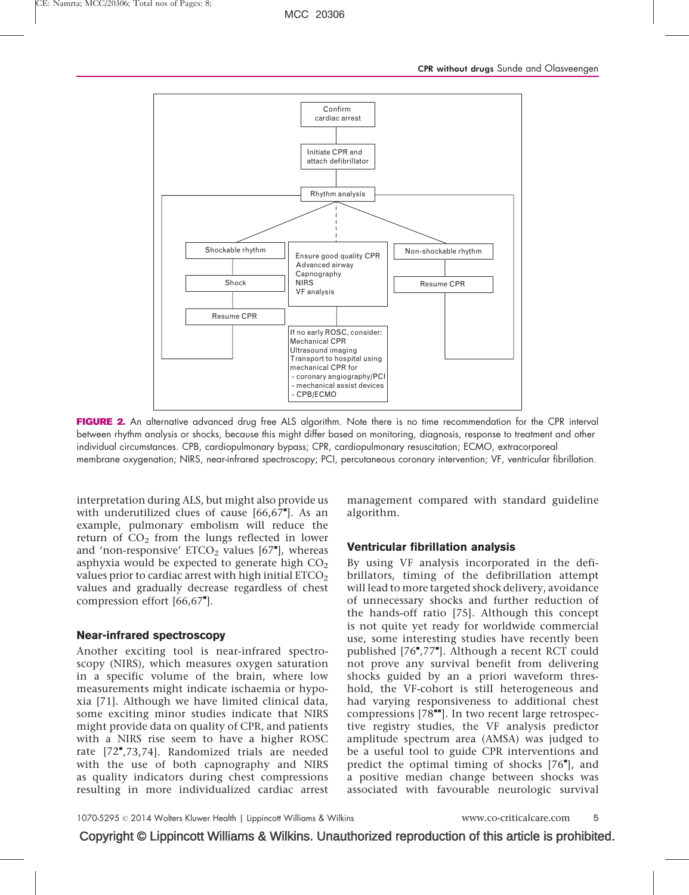Confirm cardiac arrest

Initiate CPR and attach defibrillator

Rhythm analysis

Shockable rhythm

Shock

Resume CPR

Ensure good quality CPR
Advanced airway
Capnography
NIRS
VF analysis

Non-shockable rhythm

Resume CPR

If no early ROSC, consider:
Mechanical CPR
Ultrasound imaging
Transport to hospital using mechanical CPR for
- coronary angiography/PCI
- mechanical assist devices
- CPB/ECMO

**FIGURE 2.** An alternative advanced drug free ALS algorithm. Note there is no time recommendation for the CPR interval between rhythm analysis or shocks, because this might differ based on monitoring, diagnosis, response to treatment and other individual circumstances. CPB, cardiopulmonary bypass; CPR, cardiopulmonary resuscitation; ECMO, extracorporeal membrane oxygenation; NIRS, near-infrared spectroscopy; PCI, percutaneous coronary intervention; VF, ventricular fibrillation.

interpretation during ALS, but might also provide us with underutilized clues of cause [66,67▪]. As an example, pulmonary embolism will reduce the return of $CO_2$ from the lungs reflected in lower and 'non-responsive' $ETCO_2$ values [67▪], whereas asphyxia would be expected to generate high $CO_2$ values prior to cardiac arrest with high initial $ETCO_2$ values and gradually decrease regardless of chest compression effort [66,67▪].

### Near-infrared spectroscopy

Another exciting tool is near-infrared spectroscopy (NIRS), which measures oxygen saturation in a specific volume of the brain, where low measurements might indicate ischaemia or hypoxia [71]. Although we have limited clinical data, some exciting minor studies indicate that NIRS might provide data on quality of CPR, and patients with a NIRS rise seem to have a higher ROSC rate [72▪,73,74]. Randomized trials are needed with the use of both capnography and NIRS as quality indicators during chest compressions resulting in more individualized cardiac arrest management compared with standard guideline algorithm.

### Ventricular fibrillation analysis

By using VF analysis incorporated in the defibrillators, timing of the defibrillation attempt will lead to more targeted shock delivery, avoidance of unnecessary shocks and further reduction of the hands-off ratio [75]. Although this concept is not quite yet ready for worldwide commercial use, some interesting studies have recently been published [76▪,77▪]. Although a recent RCT could not prove any survival benefit from delivering shocks guided by an a priori waveform threshold, the VF-cohort is still heterogeneous and had varying responsiveness to additional chest compressions [78▪▪]. In two recent large retrospective registry studies, the VF analysis predictor amplitude spectrum area (AMSA) was judged to be a useful tool to guide CPR interventions and predict the optimal timing of shocks [76▪], and a positive median change between shocks was associated with favourable neurologic survival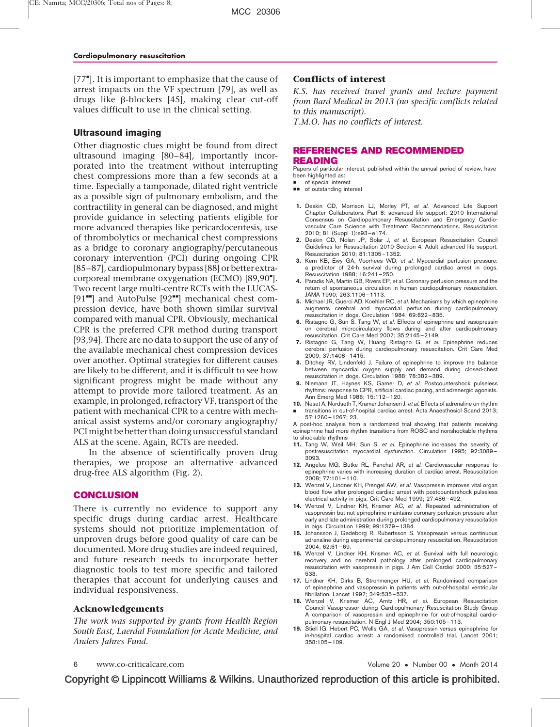[77[■]]. It is important to emphasize that the cause of arrest impacts on the VF spectrum [79], as well as drugs like β-blockers [45], making clear cut-off values difficult to use in the clinical setting.

### Ultrasound imaging

Other diagnostic clues might be found from direct ultrasound imaging [80–84], importantly incorporated into the treatment without interrupting chest compressions more than a few seconds at a time. Especially a tamponade, dilated right ventricle as a possible sign of pulmonary embolism, and the contractility in general can be diagnosed, and might provide guidance in selecting patients eligible for more advanced therapies like pericardocentesis, use of thrombolytics or mechanical chest compressions as a bridge to coronary angiography/percutaneous coronary intervention (PCI) during ongoing CPR [85–87], cardiopulmonary bypass [88] or better extracorporeal membrane oxygenation (ECMO) [89,90[■]]. Two recent large multi-centre RCTs with the LUCAS- [91[■■]] and AutoPulse [92[■■]] mechanical chest compression device, have both shown similar survival compared with manual CPR. Obviously, mechanical CPR is the preferred CPR method during transport [93,94]. There are no data to support the use of any of the available mechanical chest compression devices over another. Optimal strategies for different causes are likely to be different, and it is difficult to see how significant progress might be made without any attempt to provide more tailored treatment. As an example, in prolonged, refractory VF, transport of the patient with mechanical CPR to a centre with mechanical assist systems and/or coronary angiography/PCI might be better than doing unsuccessful standard ALS at the scene. Again, RCTs are needed.

In the absence of scientifically proven drug therapies, we propose an alternative advanced drug-free ALS algorithm (Fig. 2).

## CONCLUSION

There is currently no evidence to support any specific drugs during cardiac arrest. Healthcare systems should not prioritize implementation of unproven drugs before good quality of care can be documented. More drug studies are indeed required, and future research needs to incorporate better diagnostic tools to test more specific and tailored therapies that account for underlying causes and individual responsiveness.

### Acknowledgements

*The work was supported by grants from Health Region South East, Laerdal Foundation for Acute Medicine, and Anders Jahres Fund.*

### Conflicts of interest

*K.S. has received travel grants and lecture payment from Bard Medical in 2013 (no specific conflicts related to this manuscript).*

*T.M.O. has no conflicts of interest.*

## REFERENCES AND RECOMMENDED READING

Papers of particular interest, published within the annual period of review, have been highlighted as:

■ of special interest
■■ of outstanding interest

1. Deakin CD, Morrison LJ, Morley PT, *et al.* Advanced Life Support Chapter Collaborators. Part 8: advanced life support: 2010 International Consensus on Cardiopulmonary Resuscitation and Emergency Cardiovascular Care Science with Treatment Recommendations. Resuscitation 2010; 81 (Suppl 1):e93–e174.
2. Deakin CD, Nolan JP, Solar J, *et al.* European Resuscitation Council Guidelines for Resuscitation 2010 Section 4. Adult advanced life support. Resuscitation 2010; 81:1305–1352.
3. Kern KB, Ewy GA, Voorhees WD, *et al.* Myocardial perfusion pressure: a predictor of 24-h survival during prolonged cardiac arrest in dogs. Resuscitation 1988; 16:241–250.
4. Paradis NA, Martin GB, Rivers EP, *et al.* Coronary perfusion pressure and the return of spontaneous circulation in human cardiopulmonary resuscitation. JAMA 1990; 263:1106–1113.
5. Michael JR, Guerci AD, Koehler RC, *et al.* Mechanisms by which epinephrine augments cerebral and myocardial perfusion during cardiopulmonary resuscitation in dogs. Circulation 1984; 69:822–835.
6. Ristagno G, Sun S, Tang W, *et al.* Effects of epinephrine and vasopressin on cerebral microcirculatory flows during and after cardiopulmonary resuscitation. Crit Care Med 2007; 35:2145–2149.
7. Ristagno G, Tang W, Huang Ristagno G, *et al.* Epinephrine reduces cerebral perfusion during cardiopulmonary resuscitation. Crit Care Med 2009; 37:1408–1415.
8. Ditchey RV, Lindenfeld J. Failure of epinephrine to improve the balance between myocardial oxygen supply and demand during closed-chest resuscitation in dogs. Circulation 1988; 78:382–389.
9. Niemann JT, Haynes KS, Garner D, *et al.* Postcountershock pulseless rhythms: response to CPR, artificial cardiac pacing, and adrenergic agonists. Ann Emerg Med 1986; 15:112–120.
10. ■ Neset A, Nordseth T, Kramer-Johansen J, *et al.* Effects of adrenaline on rhythm transitions in out-of-hospital cardiac arrest. Acta Anaesthesiol Scand 2013; 57:1260–1267; 23.

    A post-hoc analysis from a randomized trial showing that patients receiving epinephrine had more rhythm transitions from ROSC and nonshockable rhythms to shockable rhythms
11. Tang W, Weil MH, Sun S, *et al.* Epinephrine increases the severity of postresuscitation myocardial dysfunction. Circulation 1995; 92:3089–3093.
12. Angelos MG, Butke RL, Panchal AR, *et al.* Cardiovascular response to epinephrine varies with increasing duration of cardiac arrest. Resuscitation 2008; 77:101–110.
13. Wenzel V, Lindner KH, Prengel AW, *et al.* Vasopressin improves vital organ blood flow after prolonged cardiac arrest with postcountershock pulseless electrical activity in pigs. Crit Care Med 1999; 27:486–492.
14. Wenzel V, Lindner KH, Krismer AC, *et al.* Repeated administration of vasopressin but not epinephrine maintains coronary perfusion pressure after early and late administration during prolonged cardiopulmonary resuscitation in pigs. Circulation 1999; 99:1379–1384.
15. Johansson J, Gedeborg R, Rubertsson S. Vasopressin versus continuous adrenaline during experimental cardiopulmonary resuscitation. Resuscitation 2004; 62:61–69.
16. Wenzel V, Lindner KH, Krismer AC, *et al.* Survival with full neurologic recovery and no cerebral pathology after prolonged cardiopulmonary resuscitation with vasopressin in pigs. J Am Coll Cardiol 2000; 35:527–533.
17. Lindner KH, Dirks B, Strohmenger HU, *et al.* Randomised comparison of epinephrine and vasopressin in patients with out-of-hospital ventricular fibrillation. Lancet 1997; 349:535–537.
18. Wenzel V, Krismer AC, Arntz HR, *et al.* European Resuscitation Council Vasopressor during Cardiopulmonary Resuscitation Study Group A comparison of vasopressin and epinephrine for out-of-hospital cardiopulmonary resuscitation. N Engl J Med 2004; 350:105–113.
19. Stiell IG, Hebert PC, Wells GA, *et al.* Vasopressin versus epinephrine for in-hospital cardiac arrest: a randomised controlled trial. Lancet 2001; 358:105–109.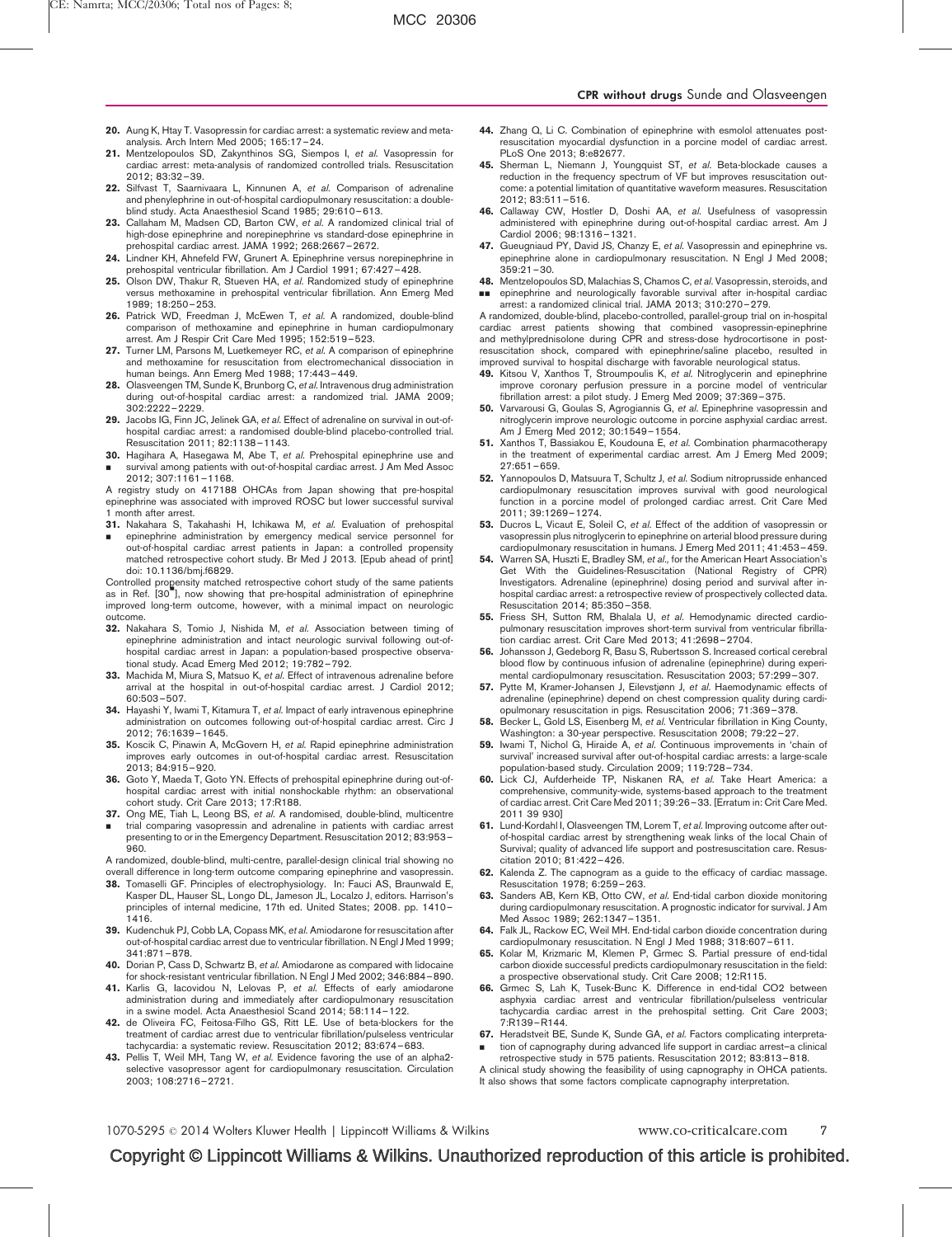20. Aung K, Htay T. Vasopressin for cardiac arrest: a systematic review and meta-analysis. Arch Intern Med 2005; 165:17–24.

21. Mentzelopoulos SD, Zakynthinos SG, Siempos I, *et al.* Vasopressin for cardiac arrest: meta-analysis of randomized controlled trials. Resuscitation 2012; 83:32–39.

22. Silfvast T, Saarnivaara L, Kinnunen A, *et al.* Comparison of adrenaline and phenylephrine in out-of-hospital cardiopulmonary resuscitation: a double-blind study. Acta Anaesthesiol Scand 1985; 29:610–613.

23. Callaham M, Madsen CD, Barton CW, *et al.* A randomized clinical trial of high-dose epinephrine and norepinephrine vs standard-dose epinephrine in prehospital cardiac arrest. JAMA 1992; 268:2667–2672.

24. Lindner KH, Ahnefeld FW, Grunert A. Epinephrine versus norepinephrine in prehospital ventricular fibrillation. Am J Cardiol 1991; 67:427–428.

25. Olson DW, Thakur R, Stueven HA, *et al.* Randomized study of epinephrine versus methoxamine in prehospital ventricular fibrillation. Ann Emerg Med 1989; 18:250–253.

26. Patrick WD, Freedman J, McEwen T, *et al.* A randomized, double-blind comparison of methoxamine and epinephrine in human cardiopulmonary arrest. Am J Respir Crit Care Med 1995; 152:519–523.

27. Turner LM, Parsons M, Luetkemeyer RC, *et al.* A comparison of epinephrine and methoxamine for resuscitation from electromechanical dissociation in human beings. Ann Emerg Med 1988; 17:443–449.

28. Olasveengen TM, Sunde K, Brunborg C, *et al.* Intravenous drug administration during out-of-hospital cardiac arrest: a randomized trial. JAMA 2009; 302:2222–2229.

29. Jacobs IG, Finn JC, Jelinek GA, *et al.* Effect of adrenaline on survival in out-of-hospital cardiac arrest: a randomised double-blind placebo-controlled trial. Resuscitation 2011; 82:1138–1143.

30. ▪ Hagihara A, Hasegawa M, Abe T, *et al.* Prehospital epinephrine use and survival among patients with out-of-hospital cardiac arrest. J Am Med Assoc 2012; 307:1161–1168.

A registry study on 417188 OHCAs from Japan showing that pre-hospital epinephrine was associated with improved ROSC but lower successful survival 1 month after arrest.

31. ▪ Nakahara S, Takahashi H, Ichikawa M, *et al.* Evaluation of prehospital epinephrine administration by emergency medical service personnel for out-of-hospital cardiac arrest patients in Japan: a controlled propensity matched retrospective cohort study. Br Med J 2013. [Epub ahead of print] doi: 10.1136/bmj.f6829.

Controlled propensity matched retrospective cohort study of the same patients as in Ref. [30▪], now showing that pre-hospital administration of epinephrine improved long-term outcome, however, with a minimal impact on neurologic outcome.

32. Nakahara S, Tomio J, Nishida M, *et al.* Association between timing of epinephrine administration and intact neurologic survival following out-of-hospital cardiac arrest in Japan: a population-based prospective observational study. Acad Emerg Med 2012; 19:782–792.

33. Machida M, Miura S, Matsuo K, *et al.* Effect of intravenous adrenaline before arrival at the hospital in out-of-hospital cardiac arrest. J Cardiol 2012; 60:503–507.

34. Hayashi Y, Iwami T, Kitamura T, *et al.* Impact of early intravenous epinephrine administration on outcomes following out-of-hospital cardiac arrest. Circ J 2012; 76:1639–1645.

35. Koscik C, Pinawin A, McGovern H, *et al.* Rapid epinephrine administration improves early outcomes in out-of-hospital cardiac arrest. Resuscitation 2013; 84:915–920.

36. Goto Y, Maeda T, Goto YN. Effects of prehospital epinephrine during out-of-hospital cardiac arrest with initial nonshockable rhythm: an observational cohort study. Crit Care 2013; 17:R188.

37. ▪ Ong ME, Tiah L, Leong BS, *et al.* A randomised, double-blind, multicentre trial comparing vasopressin and adrenaline in patients with cardiac arrest presenting to or in the Emergency Department. Resuscitation 2012; 83:953–960.

A randomized, double-blind, multi-centre, parallel-design clinical trial showing no overall difference in long-term outcome comparing epinephrine and vasopressin.

38. Tomaselli GF. Principles of electrophysiology. In: Fauci AS, Braunwald E, Kasper DL, Hauser SL, Longo DL, Jameson JL, Localzo J, editors. Harrison's principles of internal medicine, 17th ed. United States; 2008. pp. 1410–1416.

39. Kudenchuk PJ, Cobb LA, Copass MK, *et al.* Amiodarone for resuscitation after out-of-hospital cardiac arrest due to ventricular fibrillation. N Engl J Med 1999; 341:871–878.

40. Dorian P, Cass D, Schwartz B, *et al.* Amiodarone as compared with lidocaine for shock-resistant ventricular fibrillation. N Engl J Med 2002; 346:884–890.

41. Karlis G, Iacovidou N, Lelovas P, *et al.* Effects of early amiodarone administration during and immediately after cardiopulmonary resuscitation in a swine model. Acta Anaesthesiol Scand 2014; 58:114–122.

42. de Oliveira FC, Feitosa-Filho GS, Ritt LE. Use of beta-blockers for the treatment of cardiac arrest due to ventricular fibrillation/pulseless ventricular tachycardia: a systematic review. Resuscitation 2012; 83:674–683.

43. Pellis T, Weil MH, Tang W, *et al.* Evidence favoring the use of an alpha2-selective vasopressor agent for cardiopulmonary resuscitation. Circulation 2003; 108:2716–2721.

44. Zhang Q, Li C. Combination of epinephrine with esmolol attenuates post-resuscitation myocardial dysfunction in a porcine model of cardiac arrest. PLoS One 2013; 8:e82677.

45. Sherman L, Niemann J, Youngquist ST, *et al.* Beta-blockade causes a reduction in the frequency spectrum of VF but improves resuscitation outcome: a potential limitation of quantitative waveform measures. Resuscitation 2012; 83:511–516.

46. Callaway CW, Hostler D, Doshi AA, *et al.* Usefulness of vasopressin administered with epinephrine during out-of-hospital cardiac arrest. Am J Cardiol 2006; 98:1316–1321.

47. Gueugniaud PY, David JS, Chanzy E, *et al.* Vasopressin and epinephrine vs. epinephrine alone in cardiopulmonary resuscitation. N Engl J Med 2008; 359:21–30.

48. ▪▪ Mentzelopoulos SD, Malachias S, Chamos C, *et al.* Vasopressin, steroids, and epinephrine and neurologically favorable survival after in-hospital cardiac arrest: a randomized clinical trial. JAMA 2013; 310:270–279.

A randomized, double-blind, placebo-controlled, parallel-group trial on in-hospital cardiac arrest patients showing that combined vasopressin-epinephrine and methylprednisolone during CPR and stress-dose hydrocortisone in post-resuscitation shock, compared with epinephrine/saline placebo, resulted in improved survival to hospital discharge with favorable neurological status.

49. Kitsou V, Xanthos T, Stroumpoulis K, *et al.* Nitroglycerin and epinephrine improve coronary perfusion pressure in a porcine model of ventricular fibrillation arrest: a pilot study. J Emerg Med 2009; 37:369–375.

50. Varvarousi G, Goulas S, Agrogiannis G, *et al.* Epinephrine vasopressin and nitroglycerin improve neurologic outcome in porcine asphyxial cardiac arrest. Am J Emerg Med 2012; 30:1549–1554.

51. Xanthos T, Bassiakou E, Koudouna E, *et al.* Combination pharmacotherapy in the treatment of experimental cardiac arrest. Am J Emerg Med 2009; 27:651–659.

52. Yannopoulos D, Matsuura T, Schultz J, *et al.* Sodium nitroprusside enhanced cardiopulmonary resuscitation improves survival with good neurological function in a porcine model of prolonged cardiac arrest. Crit Care Med 2011; 39:1269–1274.

53. Ducros L, Vicaut E, Soleil C, *et al.* Effect of the addition of vasopressin or vasopressin plus nitroglycerin to epinephrine on arterial blood pressure during cardiopulmonary resuscitation in humans. J Emerg Med 2011; 41:453–459.

54. Warren SA, Huszti E, Bradley SM, *et al.*, for the American Heart Association's Get With the Guidelines-Resuscitation (National Registry of CPR) Investigators. Adrenaline (epinephrine) dosing period and survival after in-hospital cardiac arrest: a retrospective review of prospectively collected data. Resuscitation 2014; 85:350–358.

55. Friess SH, Sutton RM, Bhalala U, *et al.* Hemodynamic directed cardiopulmonary resuscitation improves short-term survival from ventricular fibrillation cardiac arrest. Crit Care Med 2013; 41:2698–2704.

56. Johansson J, Gedeborg R, Basu S, Rubertsson S. Increased cortical cerebral blood flow by continuous infusion of adrenaline (epinephrine) during experimental cardiopulmonary resuscitation. Resuscitation 2003; 57:299–307.

57. Pytte M, Kramer-Johansen J, Eilevstjønn J, *et al.* Haemodynamic effects of adrenaline (epinephrine) depend on chest compression quality during cardiopulmonary resuscitation in pigs. Resuscitation 2006; 71:369–378.

58. Becker L, Gold LS, Eisenberg M, *et al.* Ventricular fibrillation in King County, Washington: a 30-year perspective. Resuscitation 2008; 79:22–27.

59. Iwami T, Nichol G, Hiraide A, *et al.* Continuous improvements in 'chain of survival' increased survival after out-of-hospital cardiac arrests: a large-scale population-based study. Circulation 2009; 119:728–734.

60. Lick CJ, Aufderheide TP, Niskanen RA, *et al.* Take Heart America: a comprehensive, community-wide, systems-based approach to the treatment of cardiac arrest. Crit Care Med 2011; 39:26–33. [Erratum in: Crit Care Med. 2011 39 930]

61. Lund-Kordahl I, Olasveengen TM, Lorem T, *et al.* Improving outcome after out-of-hospital cardiac arrest by strengthening weak links of the local Chain of Survival; quality of advanced life support and postresuscitation care. Resuscitation 2010; 81:422–426.

62. Kalenda Z. The capnogram as a guide to the efficacy of cardiac massage. Resuscitation 1978; 6:259–263.

63. Sanders AB, Kern KB, Otto CW, *et al.* End-tidal carbon dioxide monitoring during cardiopulmonary resuscitation. A prognostic indicator for survival. J Am Med Assoc 1989; 262:1347–1351.

64. Falk JL, Rackow EC, Weil MH. End-tidal carbon dioxide concentration during cardiopulmonary resuscitation. N Engl J Med 1988; 318:607–611.

65. Kolar M, Krizmaric M, Klemen P, Grmec S. Partial pressure of end-tidal carbon dioxide successful predicts cardiopulmonary resuscitation in the field: a prospective observational study. Crit Care 2008; 12:R115.

66. Grmec S, Lah K, Tusek-Bunc K. Difference in end-tidal CO2 between asphyxia cardiac arrest and ventricular fibrillation/pulseless ventricular tachycardia cardiac arrest in the prehospital setting. Crit Care 2003; 7:R139–R144.

67. ▪ Heradstveit BE, Sunde K, Sunde GA, *et al.* Factors complicating interpretation of capnography during advanced life support in cardiac arrest–a clinical retrospective study in 575 patients. Resuscitation 2012; 83:813–818.

A clinical study showing the feasibility of using capnography in OHCA patients. It also shows that some factors complicate capnography interpretation.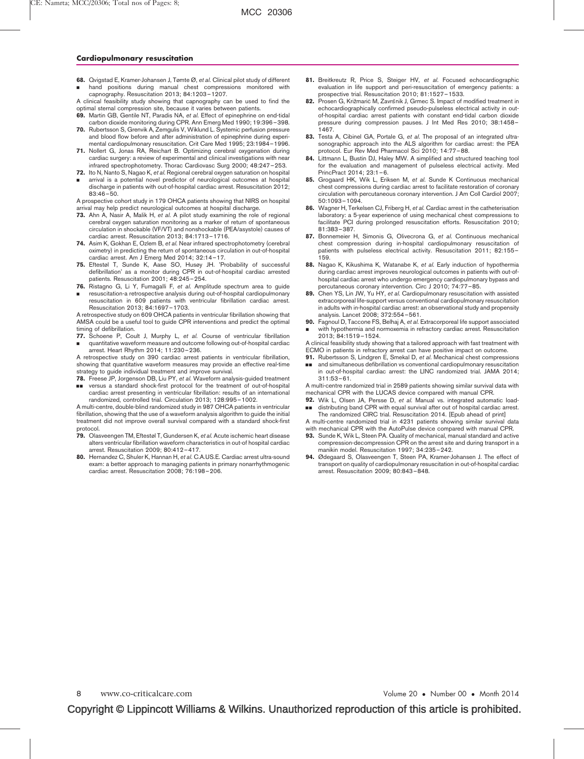68. Qvigstad E, Kramer-Johansen J, Tømte Ø, *et al.* Clinical pilot study of different ▪ hand positions during manual chest compressions monitored with capnography. Resuscitation 2013; 84:1203–1207.

A clinical feasibility study showing that capnography can be used to find the optimal sternal compression site, because it varies between patients.

69. Martin GB, Gentile NT, Paradis NA, *et al.* Effect of epinephrine on end-tidal carbon dioxide monitoring during CPR. Ann Emerg Med 1990; 19:396–398.

70. Rubertsson S, Grenvik A, Zemgulis V, Wiklund L. Systemic perfusion pressure and blood flow before and after administration of epinephrine during experimental cardiopulmonary resuscitation. Crit Care Med 1995; 23:1984–1996.

71. Nollert G, Jonas RA, Reichart B. Optimizing cerebral oxygenation during cardiac surgery: a review of experimental and clinical investigations with near infrared spectrophotometry. Thorac Cardiovasc Surg 2000; 48:247–253.

72. Ito N, Nanto S, Nagao K, *et al.* Regional cerebral oxygen saturation on hospital ▪ arrival is a potential novel predictor of neurological outcomes at hospital discharge in patients with out-of-hospital cardiac arrest. Resuscitation 2012; 83:46–50.

A prospective cohort study in 179 OHCA patients showing that NIRS on hospital arrival may help predict neurological outcomes at hospital discharge.

73. Ahn A, Nasir A, Malik H, *et al.* A pilot study examining the role of regional cerebral oxygen saturation monitoring as a marker of return of spontaneous circulation in shockable (VF/VT) and nonshockable (PEA/asystole) causes of cardiac arrest. Resuscitation 2013; 84:1713–1716.

74. Asim K, Gokhan E, Ozlem B, *et al.* Near infrared spectrophotometry (cerebral oximetry) in predicting the return of spontaneous circulation in out-of-hospital cardiac arrest. Am J Emerg Med 2014; 32:14–17.

75. Eftestøl T, Sunde K, Aase SO, Husøy JH. 'Probability of successful defibrillation' as a monitor during CPR in out-of-hospital cardiac arrested patients. Resuscitation 2001; 48:245–254.

76. Ristagno G, Li Y, Fumagalli F, *et al.* Amplitude spectrum area to guide ▪ resuscitation-a retrospective analysis during out-of-hospital cardiopulmonary resuscitation in 609 patients with ventricular fibrillation cardiac arrest. Resuscitation 2013; 84:1697–1703.

A retrospective study on 609 OHCA patients in ventricular fibrillation showing that AMSA could be a useful tool to guide CPR interventions and predict the optimal timing of defibrillation.

77. Schoene P, Coult J, Murphy L, *et al.* Course of ventricular fibrillation ▪ quantitative waveform measure and outcome following out-of-hospital cardiac arrest. Heart Rhythm 2014; 11:230–236.

A retrospective study on 390 cardiac arrest patients in ventricular fibrillation, showing that quantitative waveform measures may provide an effective real-time strategy to guide individual treatment and improve survival.

78. Freese JP, Jorgenson DB, Liu PY, *et al.* Waveform analysis-guided treatment ▪▪ versus a standard shock-first protocol for the treatment of out-of-hospital cardiac arrest presenting in ventricular fibrillation: results of an international randomized, controlled trial. Circulation 2013; 128:995–1002.

A multi-centre, double-blind randomized study in 987 OHCA patients in ventricular fibrillation, showing that the use of a waveform analysis algorithm to guide the initial treatment did not improve overall survival compared with a standard shock-first protocol.

79. Olasveengen TM, Eftestøl T, Gundersen K, *et al.* Acute ischemic heart disease alters ventricular fibrillation waveform characteristics in out-of hospital cardiac arrest. Resuscitation 2009; 80:412–417.

80. Hernandez C, Shuler K, Hannan H, *et al.* C.A.U.S.E. Cardiac arrest ultra-sound exam: a better approach to managing patients in primary nonarrhythmogenic cardiac arrest. Resuscitation 2008; 76:198–206.

81. Breitkreutz R, Price S, Steiger HV, *et al.* Focused echocardiographic evaluation in life support and peri-resuscitation of emergency patients: a prospective trial. Resuscitation 2010; 81:1527–1533.

82. Prosen G, Križmarić M, Završnik J, Grmec S. Impact of modified treatment in echocardiographically confirmed pseudo-pulseless electrical activity in out-of-hospital cardiac arrest patients with constant end-tidal carbon dioxide pressure during compression pauses. J Int Med Res 2010; 38:1458–1467.

83. Testa A, Cibinel GA, Portale G, *et al.* The proposal of an integrated ultrasonographic approach into the ALS algorithm for cardiac arrest: the PEA protocol. Eur Rev Med Pharmacol Sci 2010; 14:77–88.

84. Littmann L, Bustin DJ, Haley MW. A simplified and structured teaching tool for the evaluation and management of pulseless electrical activity. Med PrincPract 2014; 23:1–6.

85. Grogaard HK, Wik L, Eriksen M, *et al.* Sunde K Continuous mechanical chest compressions during cardiac arrest to facilitate restoration of coronary circulation with percutaneous coronary intervention. J Am Coll Cardiol 2007; 50:1093–1094.

86. Wagner H, Terkelsen CJ, Friberg H, *et al.* Cardiac arrest in the catheterisation laboratory: a 5-year experience of using mechanical chest compressions to facilitate PCI during prolonged resuscitation efforts. Resuscitation 2010; 81:383–387.

87. Bonnemeier H, Simonis G, Olivecrona G, *et al.* Continuous mechanical chest compression during in-hospital cardiopulmonary resuscitation of patients with pulseless electrical activity. Resuscitation 2011; 82:155–159.

88. Nagao K, Kikushima K, Watanabe K, *et al.* Early induction of hypothermia during cardiac arrest improves neurological outcomes in patients with out-of-hospital cardiac arrest who undergo emergency cardiopulmonary bypass and percutaneous coronary intervention. Circ J 2010; 74:77–85.

89. Chen YS, Lin JW, Yu HY, *et al.* Cardiopulmonary resuscitation with assisted extracorporeal life-support versus conventional cardiopulmonary resuscitation in adults with in-hospital cardiac arrest: an observational study and propensity analysis. Lancet 2008; 372:554–561.

90. Fagnoul D, Taccone FS, Belhaj A, *et al.* Extracorporeal life support associated ▪ with hypothermia and normoxemia in refractory cardiac arrest. Resuscitation 2013; 84:1519–1524.

A clinical feasibility study showing that a tailored approach with fast treatment with ECMO in patients in refractory arrest can have positive impact on outcome.

91. Rubertsson S, Lindgren E, Smekal D, *et al.* Mechanical chest compressions ▪▪ and simultaneous defibrillation vs conventional cardiopulmonary resuscitation in out-of-hospital cardiac arrest: the LINC randomized trial. JAMA 2014; 311:53–61.

A multi-centre randomized trial in 2589 patients showing similar survival data with mechanical CPR with the LUCAS device compared with manual CPR.

92. Wik L, Olsen JA, Persse D, *et al.* Manual vs. integrated automatic load-▪▪ distributing band CPR with equal survival after out of hospital cardiac arrest. The randomized CIRC trial. Resuscitation 2014. [Epub ahead of print]

A multi-centre randomized trial in 4231 patients showing similar survival data with mechanical CPR with the AutoPulse device compared with manual CPR.

93. Sunde K, Wik L, Steen PA. Quality of mechanical, manual standard and active compression-decompression CPR on the arrest site and during transport in a manikin model. Resuscitation 1997; 34:235–242.

94. Ødegaard S, Olasveengen T, Steen PA, Kramer-Johansen J. The effect of transport on quality of cardiopulmonary resuscitation in out-of-hospital cardiac arrest. Resuscitation 2009; 80:843–848.